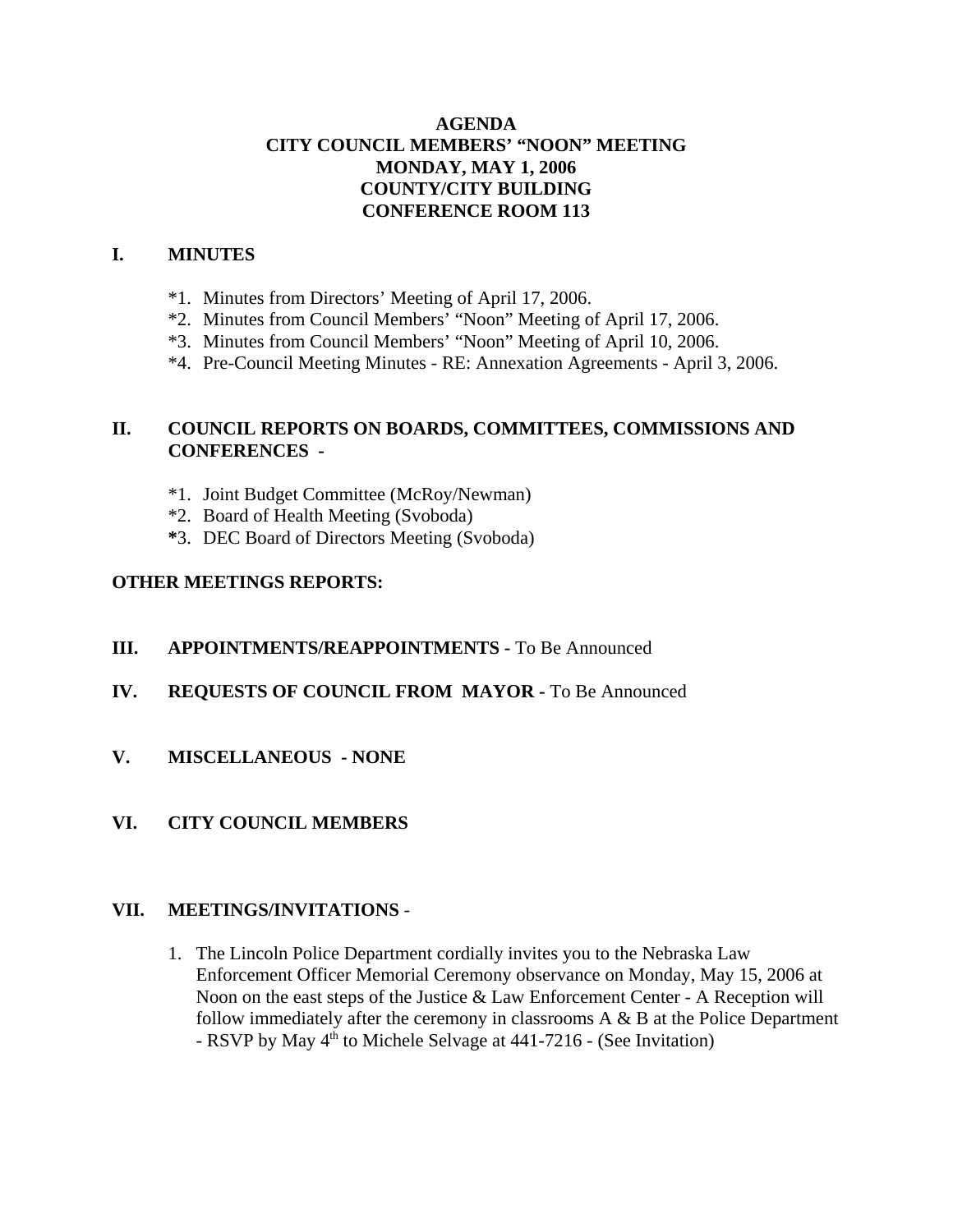# AGENDA
# CITY COUNCIL MEMBERS' "NOON" MEETING
# MONDAY, MAY 1, 2006
# COUNTY/CITY BUILDING
# CONFERENCE ROOM 113

## I. MINUTES

*1. Minutes from Directors' Meeting of April 17, 2006.
*2. Minutes from Council Members' "Noon" Meeting of April 17, 2006.
*3. Minutes from Council Members' "Noon" Meeting of April 10, 2006.
*4. Pre-Council Meeting Minutes - RE: Annexation Agreements - April 3, 2006.

## II. COUNCIL REPORTS ON BOARDS, COMMITTEES, COMMISSIONS AND CONFERENCES -

*1. Joint Budget Committee (McRoy/Newman)
*2. Board of Health Meeting (Svoboda)
**\*3.** DEC Board of Directors Meeting (Svoboda)

**OTHER MEETINGS REPORTS:**

## III. APPOINTMENTS/REAPPOINTMENTS - To Be Announced

## IV. REQUESTS OF COUNCIL FROM MAYOR - To Be Announced

## V. MISCELLANEOUS - NONE

## VI. CITY COUNCIL MEMBERS

## VII. MEETINGS/INVITATIONS -

1. The Lincoln Police Department cordially invites you to the Nebraska Law Enforcement Officer Memorial Ceremony observance on Monday, May 15, 2006 at Noon on the east steps of the Justice & Law Enforcement Center - A Reception will follow immediately after the ceremony in classrooms A & B at the Police Department - RSVP by May 4th to Michele Selvage at 441-7216 - (See Invitation)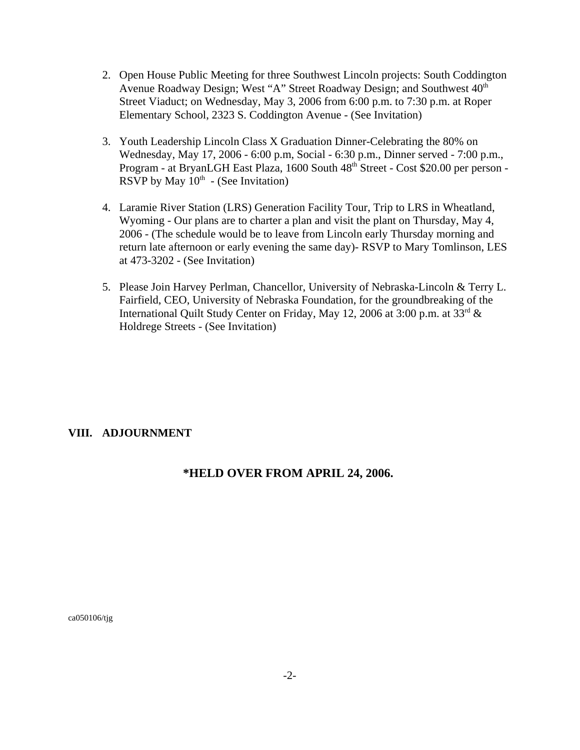2. Open House Public Meeting for three Southwest Lincoln projects: South Coddington Avenue Roadway Design; West "A" Street Roadway Design; and Southwest 40th Street Viaduct; on Wednesday, May 3, 2006 from 6:00 p.m. to 7:30 p.m. at Roper Elementary School, 2323 S. Coddington Avenue - (See Invitation)

3. Youth Leadership Lincoln Class X Graduation Dinner-Celebrating the 80% on Wednesday, May 17, 2006 - 6:00 p.m, Social - 6:30 p.m., Dinner served - 7:00 p.m., Program - at BryanLGH East Plaza, 1600 South 48th Street - Cost $20.00 per person - RSVP by May 10th - (See Invitation)

4. Laramie River Station (LRS) Generation Facility Tour, Trip to LRS in Wheatland, Wyoming - Our plans are to charter a plan and visit the plant on Thursday, May 4, 2006 - (The schedule would be to leave from Lincoln early Thursday morning and return late afternoon or early evening the same day)- RSVP to Mary Tomlinson, LES at 473-3202 - (See Invitation)

5. Please Join Harvey Perlman, Chancellor, University of Nebraska-Lincoln & Terry L. Fairfield, CEO, University of Nebraska Foundation, for the groundbreaking of the International Quilt Study Center on Friday, May 12, 2006 at 3:00 p.m. at 33rd & Holdrege Streets - (See Invitation)

## VIII. ADJOURNMENT

**\*HELD OVER FROM APRIL 24, 2006.**

ca050106/tjg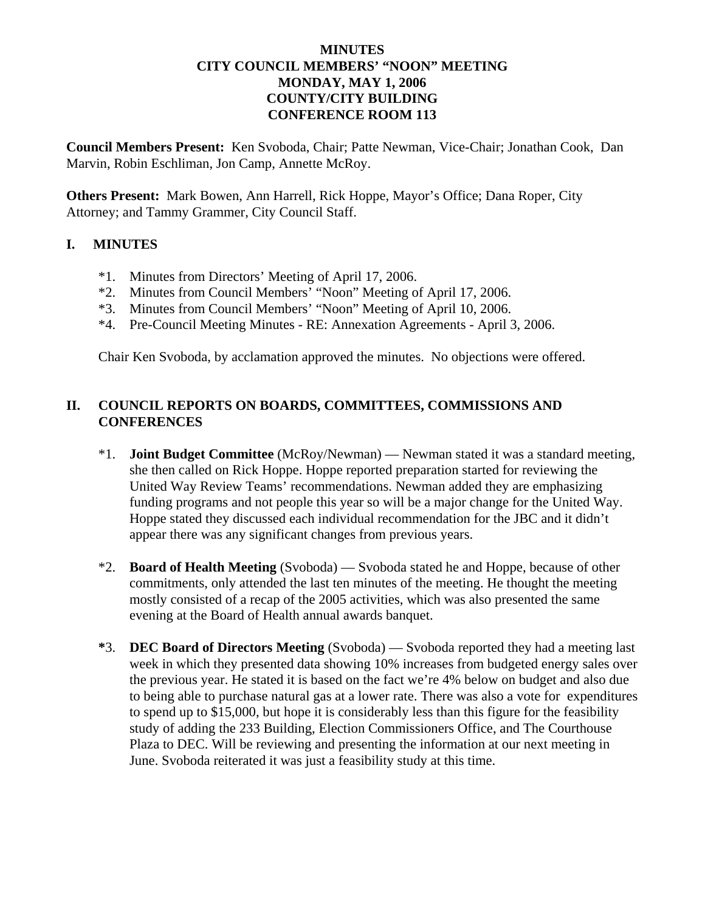**MINUTES**
**CITY COUNCIL MEMBERS' "NOON" MEETING**
**MONDAY, MAY 1, 2006**
**COUNTY/CITY BUILDING**
**CONFERENCE ROOM 113**

**Council Members Present:** Ken Svoboda, Chair; Patte Newman, Vice-Chair; Jonathan Cook, Dan Marvin, Robin Eschliman, Jon Camp, Annette McRoy.

**Others Present:** Mark Bowen, Ann Harrell, Rick Hoppe, Mayor's Office; Dana Roper, City Attorney; and Tammy Grammer, City Council Staff.

## I. MINUTES

*1. Minutes from Directors' Meeting of April 17, 2006.
*2. Minutes from Council Members' "Noon" Meeting of April 17, 2006.
*3. Minutes from Council Members' "Noon" Meeting of April 10, 2006.
*4. Pre-Council Meeting Minutes - RE: Annexation Agreements - April 3, 2006.

Chair Ken Svoboda, by acclamation approved the minutes. No objections were offered.

## II. COUNCIL REPORTS ON BOARDS, COMMITTEES, COMMISSIONS AND CONFERENCES

*1. **Joint Budget Committee** (McRoy/Newman) — Newman stated it was a standard meeting, she then called on Rick Hoppe. Hoppe reported preparation started for reviewing the United Way Review Teams' recommendations. Newman added they are emphasizing funding programs and not people this year so will be a major change for the United Way. Hoppe stated they discussed each individual recommendation for the JBC and it didn't appear there was any significant changes from previous years.

*2. **Board of Health Meeting** (Svoboda) — Svoboda stated he and Hoppe, because of other commitments, only attended the last ten minutes of the meeting. He thought the meeting mostly consisted of a recap of the 2005 activities, which was also presented the same evening at the Board of Health annual awards banquet.

**\***3. **DEC Board of Directors Meeting** (Svoboda) — Svoboda reported they had a meeting last week in which they presented data showing 10% increases from budgeted energy sales over the previous year. He stated it is based on the fact we're 4% below on budget and also due to being able to purchase natural gas at a lower rate. There was also a vote for expenditures to spend up to $15,000, but hope it is considerably less than this figure for the feasibility study of adding the 233 Building, Election Commissioners Office, and The Courthouse Plaza to DEC. Will be reviewing and presenting the information at our next meeting in June. Svoboda reiterated it was just a feasibility study at this time.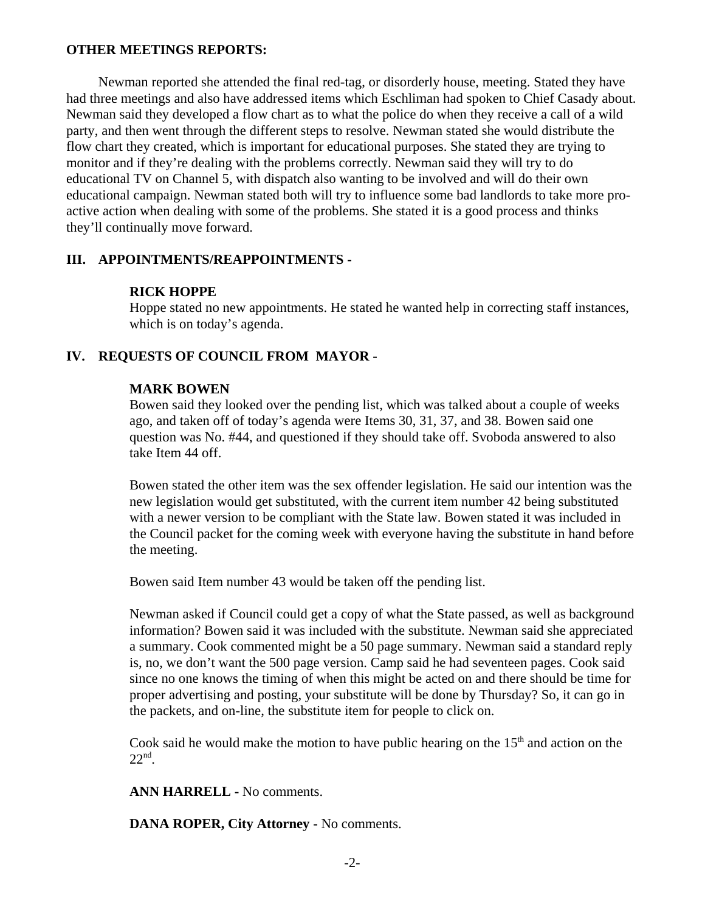**OTHER MEETINGS REPORTS:**

Newman reported she attended the final red-tag, or disorderly house, meeting. Stated they have had three meetings and also have addressed items which Eschliman had spoken to Chief Casady about. Newman said they developed a flow chart as to what the police do when they receive a call of a wild party, and then went through the different steps to resolve. Newman stated she would distribute the flow chart they created, which is important for educational purposes. She stated they are trying to monitor and if they're dealing with the problems correctly. Newman said they will try to do educational TV on Channel 5, with dispatch also wanting to be involved and will do their own educational campaign. Newman stated both will try to influence some bad landlords to take more pro-active action when dealing with some of the problems. She stated it is a good process and thinks they'll continually move forward.

## III. APPOINTMENTS/REAPPOINTMENTS -

**RICK HOPPE**

Hoppe stated no new appointments. He stated he wanted help in correcting staff instances, which is on today's agenda.

## IV. REQUESTS OF COUNCIL FROM MAYOR -

**MARK BOWEN**

Bowen said they looked over the pending list, which was talked about a couple of weeks ago, and taken off of today's agenda were Items 30, 31, 37, and 38. Bowen said one question was No. #44, and questioned if they should take off. Svoboda answered to also take Item 44 off.

Bowen stated the other item was the sex offender legislation. He said our intention was the new legislation would get substituted, with the current item number 42 being substituted with a newer version to be compliant with the State law. Bowen stated it was included in the Council packet for the coming week with everyone having the substitute in hand before the meeting.

Bowen said Item number 43 would be taken off the pending list.

Newman asked if Council could get a copy of what the State passed, as well as background information? Bowen said it was included with the substitute. Newman said she appreciated a summary. Cook commented might be a 50 page summary. Newman said a standard reply is, no, we don't want the 500 page version. Camp said he had seventeen pages. Cook said since no one knows the timing of when this might be acted on and there should be time for proper advertising and posting, your substitute will be done by Thursday? So, it can go in the packets, and on-line, the substitute item for people to click on.

Cook said he would make the motion to have public hearing on the 15th and action on the 22nd.

**ANN HARRELL -** No comments.

**DANA ROPER, City Attorney -** No comments.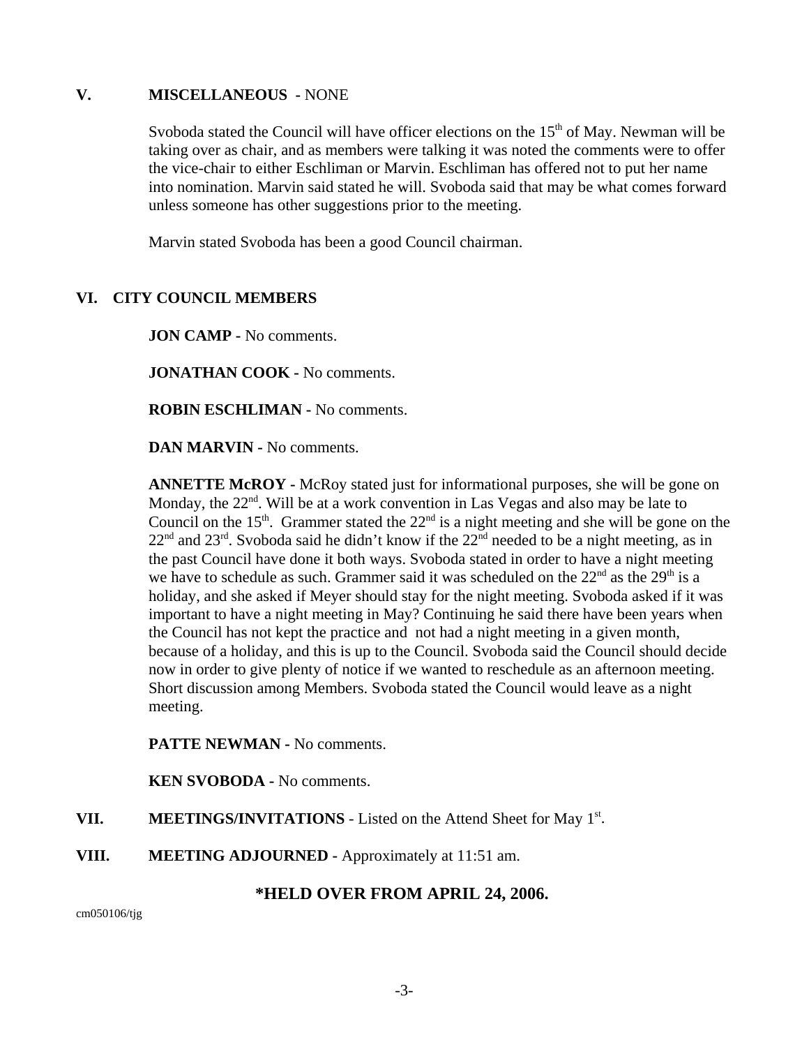## V. MISCELLANEOUS - NONE

Svoboda stated the Council will have officer elections on the 15th of May. Newman will be taking over as chair, and as members were talking it was noted the comments were to offer the vice-chair to either Eschliman or Marvin. Eschliman has offered not to put her name into nomination. Marvin said stated he will. Svoboda said that may be what comes forward unless someone has other suggestions prior to the meeting.

Marvin stated Svoboda has been a good Council chairman.

## VI. CITY COUNCIL MEMBERS

**JON CAMP -** No comments.

**JONATHAN COOK -** No comments.

**ROBIN ESCHLIMAN -** No comments.

**DAN MARVIN -** No comments.

**ANNETTE McROY -** McRoy stated just for informational purposes, she will be gone on Monday, the 22nd. Will be at a work convention in Las Vegas and also may be late to Council on the 15th. Grammer stated the 22nd is a night meeting and she will be gone on the 22nd and 23rd. Svoboda said he didn't know if the 22nd needed to be a night meeting, as in the past Council have done it both ways. Svoboda stated in order to have a night meeting we have to schedule as such. Grammer said it was scheduled on the 22nd as the 29th is a holiday, and she asked if Meyer should stay for the night meeting. Svoboda asked if it was important to have a night meeting in May? Continuing he said there have been years when the Council has not kept the practice and not had a night meeting in a given month, because of a holiday, and this is up to the Council. Svoboda said the Council should decide now in order to give plenty of notice if we wanted to reschedule as an afternoon meeting. Short discussion among Members. Svoboda stated the Council would leave as a night meeting.

**PATTE NEWMAN -** No comments.

**KEN SVOBODA -** No comments.

## VII. MEETINGS/INVITATIONS - Listed on the Attend Sheet for May 1st.

## VIII. MEETING ADJOURNED - Approximately at 11:51 am.

**\*HELD OVER FROM APRIL 24, 2006.**

cm050106/tjg